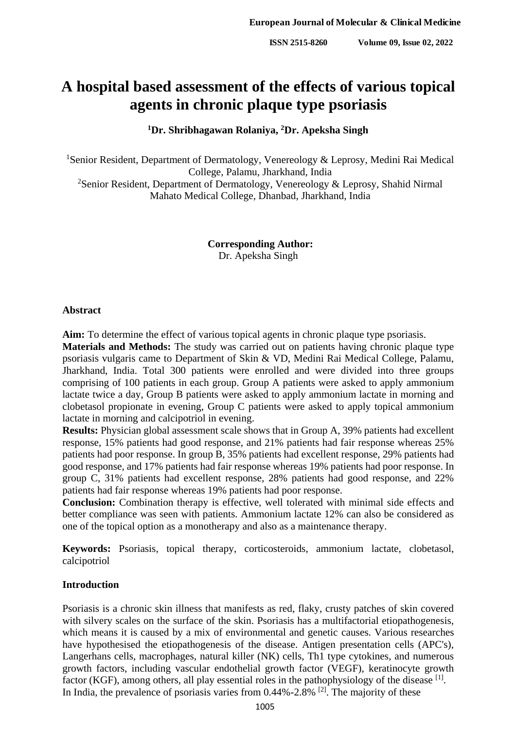# A hospital based assessment of the effects of various topical agents in chronic plaque type psoriasis

**[1]Dr. Shribhagawan Rolaniya, [2]Dr. Apeksha Singh**

[1]Senior Resident, Department of Dermatology, Venereology & Leprosy, Medini Rai Medical College, Palamu, Jharkhand, India

[2]Senior Resident, Department of Dermatology, Venereology & Leprosy, Shahid Nirmal Mahato Medical College, Dhanbad, Jharkhand, India

**Corresponding Author:**
Dr. Apeksha Singh

## Abstract

**Aim:** To determine the effect of various topical agents in chronic plaque type psoriasis.

**Materials and Methods:** The study was carried out on patients having chronic plaque type psoriasis vulgaris came to Department of Skin & VD, Medini Rai Medical College, Palamu, Jharkhand, India. Total 300 patients were enrolled and were divided into three groups comprising of 100 patients in each group. Group A patients were asked to apply ammonium lactate twice a day, Group B patients were asked to apply ammonium lactate in morning and clobetasol propionate in evening, Group C patients were asked to apply topical ammonium lactate in morning and calcipotriol in evening.

**Results:** Physician global assessment scale shows that in Group A, 39% patients had excellent response, 15% patients had good response, and 21% patients had fair response whereas 25% patients had poor response. In group B, 35% patients had excellent response, 29% patients had good response, and 17% patients had fair response whereas 19% patients had poor response. In group C, 31% patients had excellent response, 28% patients had good response, and 22% patients had fair response whereas 19% patients had poor response.

**Conclusion:** Combination therapy is effective, well tolerated with minimal side effects and better compliance was seen with patients. Ammonium lactate 12% can also be considered as one of the topical option as a monotherapy and also as a maintenance therapy.

**Keywords:** Psoriasis, topical therapy, corticosteroids, ammonium lactate, clobetasol, calcipotriol

## Introduction

Psoriasis is a chronic skin illness that manifests as red, flaky, crusty patches of skin covered with silvery scales on the surface of the skin. Psoriasis has a multifactorial etiopathogenesis, which means it is caused by a mix of environmental and genetic causes. Various researches have hypothesised the etiopathogenesis of the disease. Antigen presentation cells (APC's), Langerhans cells, macrophages, natural killer (NK) cells, Th1 type cytokines, and numerous growth factors, including vascular endothelial growth factor (VEGF), keratinocyte growth factor (KGF), among others, all play essential roles in the pathophysiology of the disease [1].

In India, the prevalence of psoriasis varies from 0.44%-2.8% [2]. The majority of these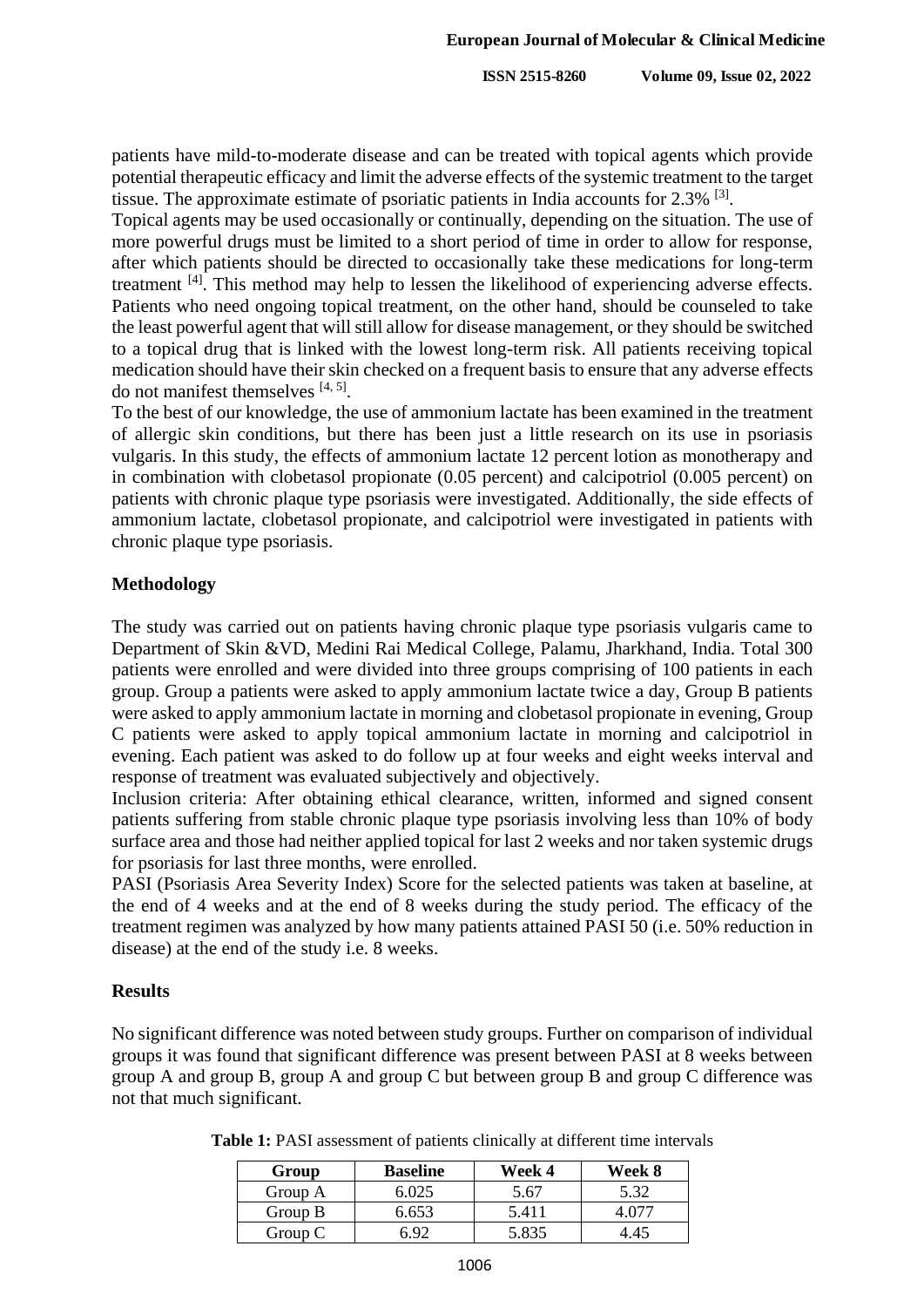patients have mild-to-moderate disease and can be treated with topical agents which provide potential therapeutic efficacy and limit the adverse effects of the systemic treatment to the target tissue. The approximate estimate of psoriatic patients in India accounts for 2.3% [3].

Topical agents may be used occasionally or continually, depending on the situation. The use of more powerful drugs must be limited to a short period of time in order to allow for response, after which patients should be directed to occasionally take these medications for long-term treatment [4]. This method may help to lessen the likelihood of experiencing adverse effects. Patients who need ongoing topical treatment, on the other hand, should be counseled to take the least powerful agent that will still allow for disease management, or they should be switched to a topical drug that is linked with the lowest long-term risk. All patients receiving topical medication should have their skin checked on a frequent basis to ensure that any adverse effects do not manifest themselves [4, 5].

To the best of our knowledge, the use of ammonium lactate has been examined in the treatment of allergic skin conditions, but there has been just a little research on its use in psoriasis vulgaris. In this study, the effects of ammonium lactate 12 percent lotion as monotherapy and in combination with clobetasol propionate (0.05 percent) and calcipotriol (0.005 percent) on patients with chronic plaque type psoriasis were investigated. Additionally, the side effects of ammonium lactate, clobetasol propionate, and calcipotriol were investigated in patients with chronic plaque type psoriasis.

## Methodology

The study was carried out on patients having chronic plaque type psoriasis vulgaris came to Department of Skin &VD, Medini Rai Medical College, Palamu, Jharkhand, India. Total 300 patients were enrolled and were divided into three groups comprising of 100 patients in each group. Group a patients were asked to apply ammonium lactate twice a day, Group B patients were asked to apply ammonium lactate in morning and clobetasol propionate in evening, Group C patients were asked to apply topical ammonium lactate in morning and calcipotriol in evening. Each patient was asked to do follow up at four weeks and eight weeks interval and response of treatment was evaluated subjectively and objectively.

Inclusion criteria: After obtaining ethical clearance, written, informed and signed consent patients suffering from stable chronic plaque type psoriasis involving less than 10% of body surface area and those had neither applied topical for last 2 weeks and nor taken systemic drugs for psoriasis for last three months, were enrolled.

PASI (Psoriasis Area Severity Index) Score for the selected patients was taken at baseline, at the end of 4 weeks and at the end of 8 weeks during the study period. The efficacy of the treatment regimen was analyzed by how many patients attained PASI 50 (i.e. 50% reduction in disease) at the end of the study i.e. 8 weeks.

## Results

No significant difference was noted between study groups. Further on comparison of individual groups it was found that significant difference was present between PASI at 8 weeks between group A and group B, group A and group C but between group B and group C difference was not that much significant.

**Table 1:** PASI assessment of patients clinically at different time intervals

| Group | Baseline | Week 4 | Week 8 |
|---|---|---|---|
| Group A | 6.025 | 5.67 | 5.32 |
| Group B | 6.653 | 5.411 | 4.077 |
| Group C | 6.92 | 5.835 | 4.45 |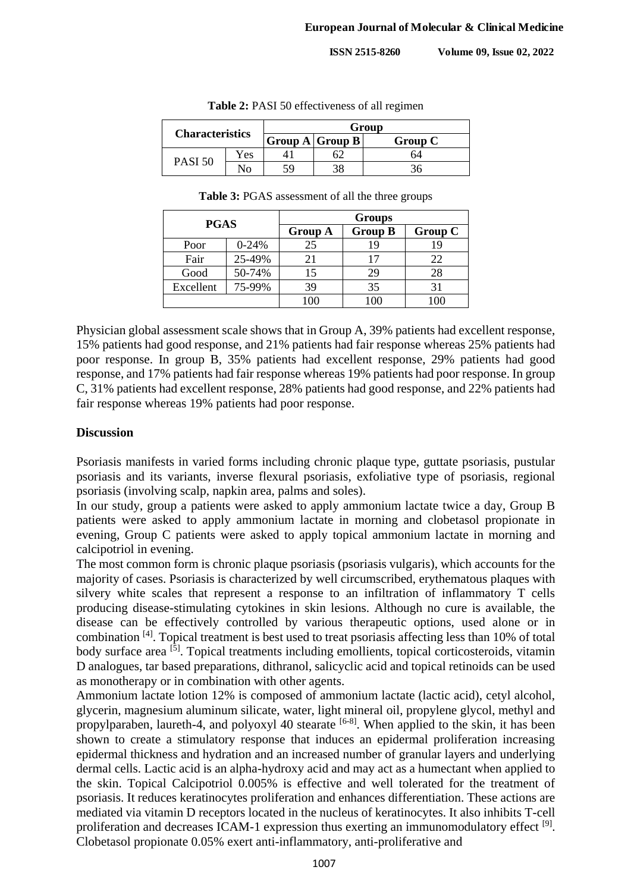**Table 2:** PASI 50 effectiveness of all regimen

| Characteristics | | Group | | |
|---|---|---|---|---|
| | | Group A | Group B | Group C |
| PASI 50 | Yes | 41 | 62 | 64 |
| | No | 59 | 38 | 36 |

**Table 3:** PGAS assessment of all the three groups

| PGAS | | Groups | | |
|---|---|---|---|---|
| | | Group A | Group B | Group C |
| Poor | 0-24% | 25 | 19 | 19 |
| Fair | 25-49% | 21 | 17 | 22 |
| Good | 50-74% | 15 | 29 | 28 |
| Excellent | 75-99% | 39 | 35 | 31 |
| | | 100 | 100 | 100 |

Physician global assessment scale shows that in Group A, 39% patients had excellent response, 15% patients had good response, and 21% patients had fair response whereas 25% patients had poor response. In group B, 35% patients had excellent response, 29% patients had good response, and 17% patients had fair response whereas 19% patients had poor response. In group C, 31% patients had excellent response, 28% patients had good response, and 22% patients had fair response whereas 19% patients had poor response.

## Discussion

Psoriasis manifests in varied forms including chronic plaque type, guttate psoriasis, pustular psoriasis and its variants, inverse flexural psoriasis, exfoliative type of psoriasis, regional psoriasis (involving scalp, napkin area, palms and soles).

In our study, group a patients were asked to apply ammonium lactate twice a day, Group B patients were asked to apply ammonium lactate in morning and clobetasol propionate in evening, Group C patients were asked to apply topical ammonium lactate in morning and calcipotriol in evening.

The most common form is chronic plaque psoriasis (psoriasis vulgaris), which accounts for the majority of cases. Psoriasis is characterized by well circumscribed, erythematous plaques with silvery white scales that represent a response to an infiltration of inflammatory T cells producing disease-stimulating cytokines in skin lesions. Although no cure is available, the disease can be effectively controlled by various therapeutic options, used alone or in combination [4]. Topical treatment is best used to treat psoriasis affecting less than 10% of total body surface area [5]. Topical treatments including emollients, topical corticosteroids, vitamin D analogues, tar based preparations, dithranol, salicyclic acid and topical retinoids can be used as monotherapy or in combination with other agents.

Ammonium lactate lotion 12% is composed of ammonium lactate (lactic acid), cetyl alcohol, glycerin, magnesium aluminum silicate, water, light mineral oil, propylene glycol, methyl and propylparaben, laureth-4, and polyoxyl 40 stearate [6-8]. When applied to the skin, it has been shown to create a stimulatory response that induces an epidermal proliferation increasing epidermal thickness and hydration and an increased number of granular layers and underlying dermal cells. Lactic acid is an alpha-hydroxy acid and may act as a humectant when applied to the skin. Topical Calcipotriol 0.005% is effective and well tolerated for the treatment of psoriasis. It reduces keratinocytes proliferation and enhances differentiation. These actions are mediated via vitamin D receptors located in the nucleus of keratinocytes. It also inhibits T-cell proliferation and decreases ICAM-1 expression thus exerting an immunomodulatory effect [9]. Clobetasol propionate 0.05% exert anti-inflammatory, anti-proliferative and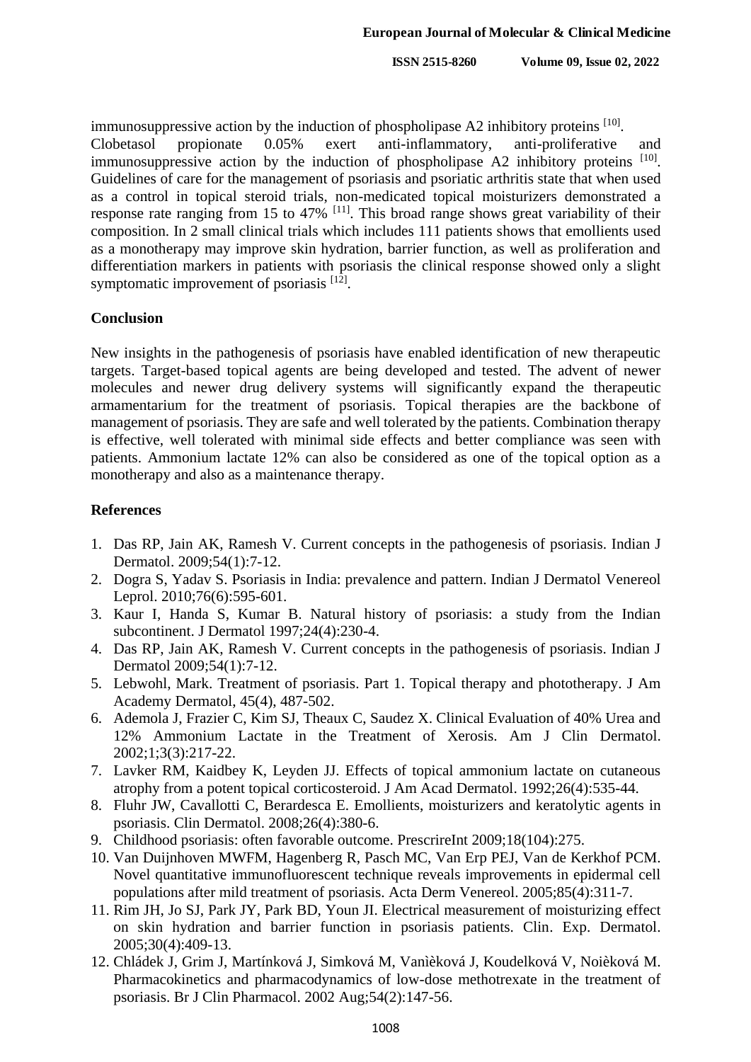immunosuppressive action by the induction of phospholipase A2 inhibitory proteins [10].

Clobetasol propionate 0.05% exert anti-inflammatory, anti-proliferative and immunosuppressive action by the induction of phospholipase A2 inhibitory proteins [10]. Guidelines of care for the management of psoriasis and psoriatic arthritis state that when used as a control in topical steroid trials, non-medicated topical moisturizers demonstrated a response rate ranging from 15 to 47% [11]. This broad range shows great variability of their composition. In 2 small clinical trials which includes 111 patients shows that emollients used as a monotherapy may improve skin hydration, barrier function, as well as proliferation and differentiation markers in patients with psoriasis the clinical response showed only a slight symptomatic improvement of psoriasis [12].

## Conclusion

New insights in the pathogenesis of psoriasis have enabled identification of new therapeutic targets. Target-based topical agents are being developed and tested. The advent of newer molecules and newer drug delivery systems will significantly expand the therapeutic armamentarium for the treatment of psoriasis. Topical therapies are the backbone of management of psoriasis. They are safe and well tolerated by the patients. Combination therapy is effective, well tolerated with minimal side effects and better compliance was seen with patients. Ammonium lactate 12% can also be considered as one of the topical option as a monotherapy and also as a maintenance therapy.

## References

1. Das RP, Jain AK, Ramesh V. Current concepts in the pathogenesis of psoriasis. Indian J Dermatol. 2009;54(1):7-12.
2. Dogra S, Yadav S. Psoriasis in India: prevalence and pattern. Indian J Dermatol Venereol Leprol. 2010;76(6):595-601.
3. Kaur I, Handa S, Kumar B. Natural history of psoriasis: a study from the Indian subcontinent. J Dermatol 1997;24(4):230-4.
4. Das RP, Jain AK, Ramesh V. Current concepts in the pathogenesis of psoriasis. Indian J Dermatol 2009;54(1):7-12.
5. Lebwohl, Mark. Treatment of psoriasis. Part 1. Topical therapy and phototherapy. J Am Academy Dermatol, 45(4), 487-502.
6. Ademola J, Frazier C, Kim SJ, Theaux C, Saudez X. Clinical Evaluation of 40% Urea and 12% Ammonium Lactate in the Treatment of Xerosis. Am J Clin Dermatol. 2002;1;3(3):217-22.
7. Lavker RM, Kaidbey K, Leyden JJ. Effects of topical ammonium lactate on cutaneous atrophy from a potent topical corticosteroid. J Am Acad Dermatol. 1992;26(4):535-44.
8. Fluhr JW, Cavallotti C, Berardesca E. Emollients, moisturizers and keratolytic agents in psoriasis. Clin Dermatol. 2008;26(4):380-6.
9. Childhood psoriasis: often favorable outcome. PrescrireInt 2009;18(104):275.
10. Van Duijnhoven MWFM, Hagenberg R, Pasch MC, Van Erp PEJ, Van de Kerkhof PCM. Novel quantitative immunofluorescent technique reveals improvements in epidermal cell populations after mild treatment of psoriasis. Acta Derm Venereol. 2005;85(4):311-7.
11. Rim JH, Jo SJ, Park JY, Park BD, Youn JI. Electrical measurement of moisturizing effect on skin hydration and barrier function in psoriasis patients. Clin. Exp. Dermatol. 2005;30(4):409-13.
12. Chládek J, Grim J, Martínková J, Simková M, Vanìèková J, Koudelková V, Noièková M. Pharmacokinetics and pharmacodynamics of low-dose methotrexate in the treatment of psoriasis. Br J Clin Pharmacol. 2002 Aug;54(2):147-56.